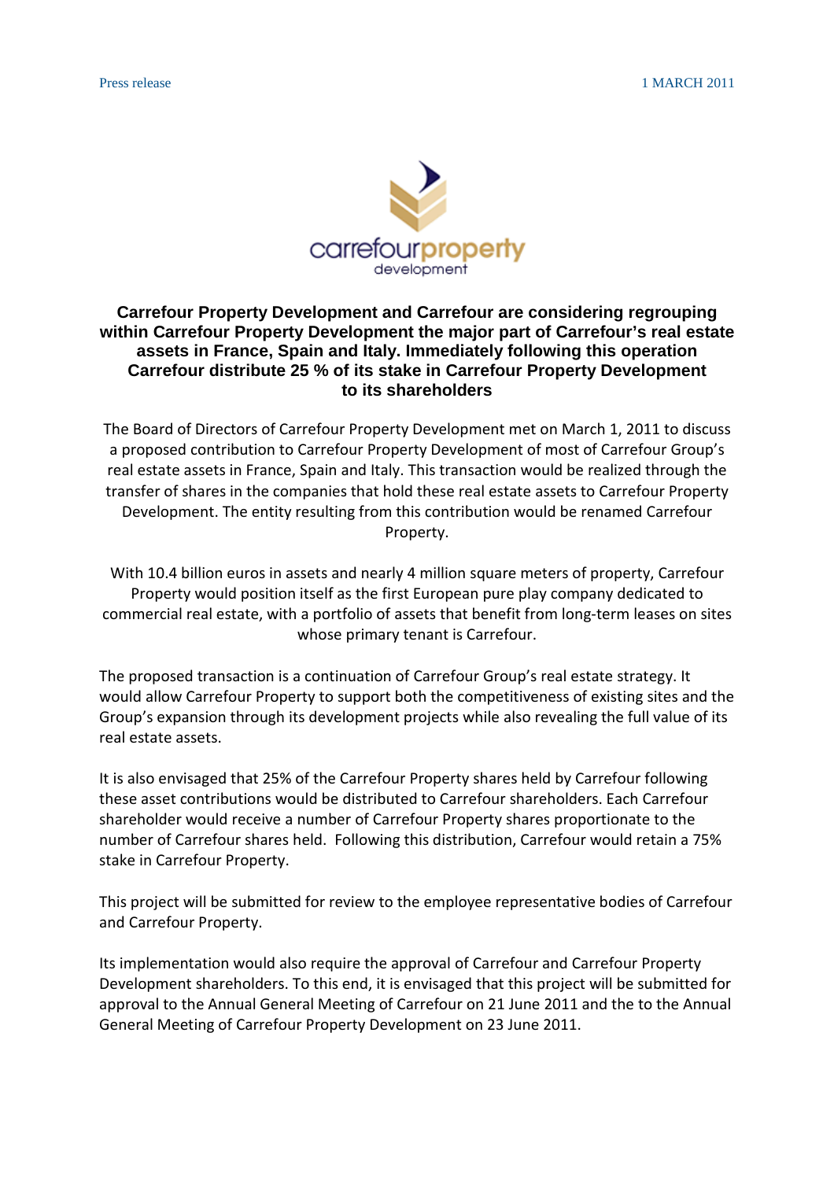Press release

1 MARCH 2011

# Carrefour Property Development and Carrefour are considering regrouping within Carrefour Property Development the major part of Carrefour's real estate assets in France, Spain and Italy. Immediately following this operation Carrefour distribute 25 % of its stake in Carrefour Property Development to its shareholders

The Board of Directors of Carrefour Property Development met on March 1, 2011 to discuss a proposed contribution to Carrefour Property Development of most of Carrefour Group's real estate assets in France, Spain and Italy. This transaction would be realized through the transfer of shares in the companies that hold these real estate assets to Carrefour Property Development. The entity resulting from this contribution would be renamed Carrefour Property.

With 10.4 billion euros in assets and nearly 4 million square meters of property, Carrefour Property would position itself as the first European pure play company dedicated to commercial real estate, with a portfolio of assets that benefit from long-term leases on sites whose primary tenant is Carrefour.

The proposed transaction is a continuation of Carrefour Group's real estate strategy. It would allow Carrefour Property to support both the competitiveness of existing sites and the Group's expansion through its development projects while also revealing the full value of its real estate assets.

It is also envisaged that 25% of the Carrefour Property shares held by Carrefour following these asset contributions would be distributed to Carrefour shareholders. Each Carrefour shareholder would receive a number of Carrefour Property shares proportionate to the number of Carrefour shares held. Following this distribution, Carrefour would retain a 75% stake in Carrefour Property.

This project will be submitted for review to the employee representative bodies of Carrefour and Carrefour Property.

Its implementation would also require the approval of Carrefour and Carrefour Property Development shareholders. To this end, it is envisaged that this project will be submitted for approval to the Annual General Meeting of Carrefour on 21 June 2011 and the to the Annual General Meeting of Carrefour Property Development on 23 June 2011.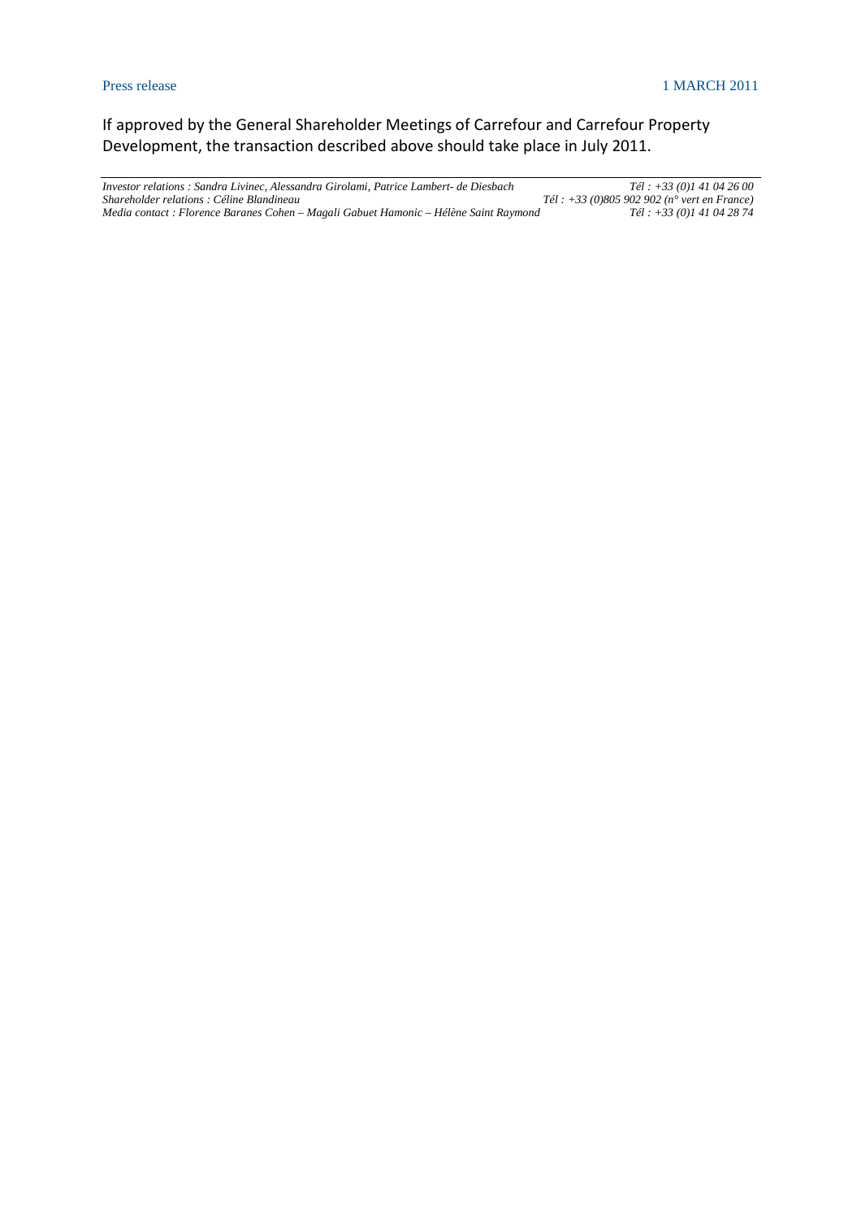If approved by the General Shareholder Meetings of Carrefour and Carrefour Property Development, the transaction described above should take place in July 2011.

---

*Investor relations : Sandra Livinec, Alessandra Girolami, Patrice Lambert- de Diesbach* *Tél : +33 (0)1 41 04 26 00*
*Shareholder relations : Céline Blandineau* *Tél : +33 (0)805 902 902 (n° vert en France)*
*Media contact : Florence Baranes Cohen – Magali Gabuet Hamonic – Hélène Saint Raymond* *Tél : +33 (0)1 41 04 28 74*